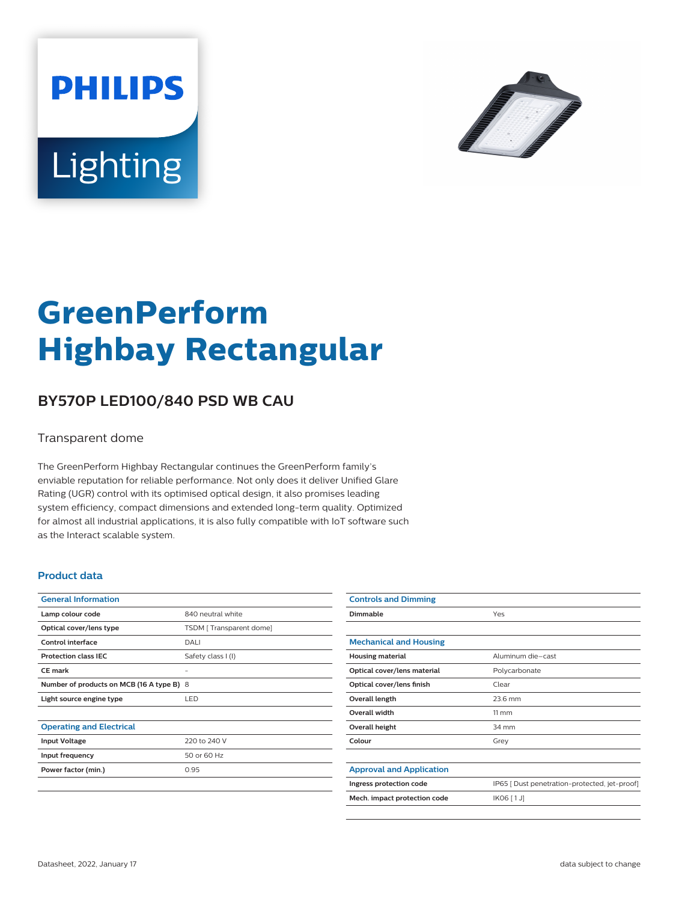PHILIPS

Lighting

# GreenPerform Highbay Rectangular

## BY570P LED100/840 PSD WB CAU

Transparent dome

The GreenPerform Highbay Rectangular continues the GreenPerform family's enviable reputation for reliable performance. Not only does it deliver Unified Glare Rating (UGR) control with its optimised optical design, it also promises leading system efficiency, compact dimensions and extended long-term quality. Optimized for almost all industrial applications, it is also fully compatible with IoT software such as the Interact scalable system.

### Product data

| General Information | |
|---|---|
| Lamp colour code | 840 neutral white |
| Optical cover/lens type | TSDM [ Transparent dome] |
| Control interface | DALI |
| Protection class IEC | Safety class I (I) |
| CE mark | - |
| Number of products on MCB (16 A type B) | 8 |
| Light source engine type | LED |

| Operating and Electrical | |
|---|---|
| Input Voltage | 220 to 240 V |
| Input frequency | 50 or 60 Hz |
| Power factor (min.) | 0.95 |

| Controls and Dimming | |
|---|---|
| Dimmable | Yes |

| Mechanical and Housing | |
|---|---|
| Housing material | Aluminum die-cast |
| Optical cover/lens material | Polycarbonate |
| Optical cover/lens finish | Clear |
| Overall length | 23.6 mm |
| Overall width | 11 mm |
| Overall height | 34 mm |
| Colour | Grey |

| Approval and Application | |
|---|---|
| Ingress protection code | IP65 [ Dust penetration-protected, jet-proof] |
| Mech. impact protection code | IK06 [ 1 J] |

Datasheet, 2022, January 17

data subject to change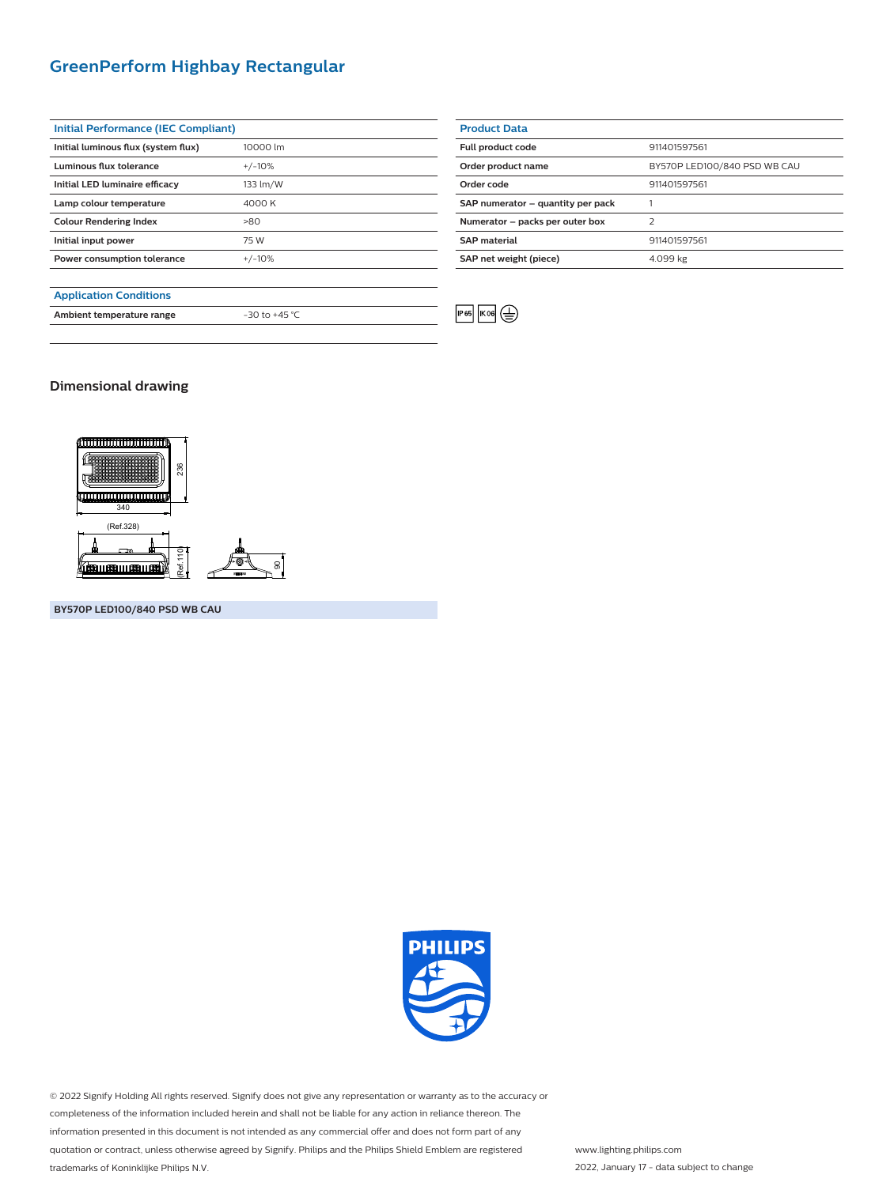# GreenPerform Highbay Rectangular

| Initial Performance (IEC Compliant) | |
|---|---|
| Initial luminous flux (system flux) | 10000 lm |
| Luminous flux tolerance | +/-10% |
| Initial LED luminaire efficacy | 133 lm/W |
| Lamp colour temperature | 4000 K |
| Colour Rendering Index | >80 |
| Initial input power | 75 W |
| Power consumption tolerance | +/-10% |

| Application Conditions | |
|---|---|
| Ambient temperature range | -30 to +45 °C |

| Product Data | |
|---|---|
| Full product code | 911401597561 |
| Order product name | BY570P LED100/840 PSD WB CAU |
| Order code | 911401597561 |
| SAP numerator – quantity per pack | 1 |
| Numerator – packs per outer box | 2 |
| SAP material | 911401597561 |
| SAP net weight (piece) | 4.099 kg |

IP65 IK06

## Dimensional drawing

236

340

(Ref.328)

(Ref.110)

90

**BY570P LED100/840 PSD WB CAU**

© 2022 Signify Holding All rights reserved. Signify does not give any representation or warranty as to the accuracy or completeness of the information included herein and shall not be liable for any action in reliance thereon. The information presented in this document is not intended as any commercial offer and does not form part of any quotation or contract, unless otherwise agreed by Signify. Philips and the Philips Shield Emblem are registered trademarks of Koninklijke Philips N.V.

www.lighting.philips.com

2022, January 17 - data subject to change